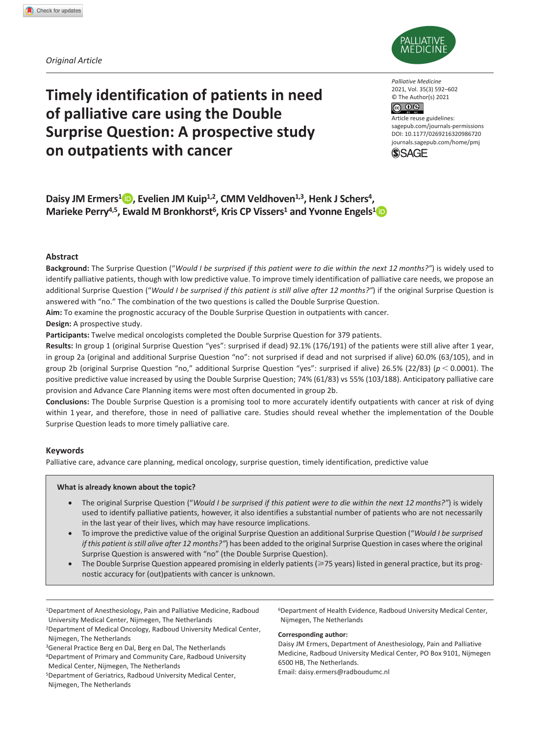*Original Article*

# Timely identification of patients in need of palliative care using the Double Surprise Question: A prospective study on outpatients with cancer

Palliative Medicine
2021, Vol. 35(3) 592–602
© The Author(s) 2021
Article reuse guidelines: sagepub.com/journals-permissions
DOI: 10.1177/0269216320986720
journals.sagepub.com/home/pmj

**Daisy JM Ermers[1], Evelien JM Kuip[1,2], CMM Veldhoven[1,3], Henk J Schers[4], Marieke Perry[4,5], Ewald M Bronkhorst[6], Kris CP Vissers[1] and Yvonne Engels[1]**

## Abstract

**Background:** The Surprise Question ("*Would I be surprised if this patient were to die within the next 12 months?"*) is widely used to identify palliative patients, though with low predictive value. To improve timely identification of palliative care needs, we propose an additional Surprise Question ("*Would I be surprised if this patient is still alive after 12 months?"*) if the original Surprise Question is answered with "no." The combination of the two questions is called the Double Surprise Question.

**Aim:** To examine the prognostic accuracy of the Double Surprise Question in outpatients with cancer.

**Design:** A prospective study.

**Participants:** Twelve medical oncologists completed the Double Surprise Question for 379 patients.

**Results:** In group 1 (original Surprise Question "yes": surprised if dead) 92.1% (176/191) of the patients were still alive after 1 year, in group 2a (original and additional Surprise Question "no": not surprised if dead and not surprised if alive) 60.0% (63/105), and in group 2b (original Surprise Question "no," additional Surprise Question "yes": surprised if alive) 26.5% (22/83) ($p < 0.0001$). The positive predictive value increased by using the Double Surprise Question; 74% (61/83) vs 55% (103/188). Anticipatory palliative care provision and Advance Care Planning items were most often documented in group 2b.

**Conclusions:** The Double Surprise Question is a promising tool to more accurately identify outpatients with cancer at risk of dying within 1 year, and therefore, those in need of palliative care. Studies should reveal whether the implementation of the Double Surprise Question leads to more timely palliative care.

### Keywords

Palliative care, advance care planning, medical oncology, surprise question, timely identification, predictive value

**What is already known about the topic?**

- The original Surprise Question ("*Would I be surprised if this patient were to die within the next 12 months?"*) is widely used to identify palliative patients, however, it also identifies a substantial number of patients who are not necessarily in the last year of their lives, which may have resource implications.
- To improve the predictive value of the original Surprise Question an additional Surprise Question ("*Would I be surprised if this patient is still alive after 12 months?"*) has been added to the original Surprise Question in cases where the original Surprise Question is answered with "no" (the Double Surprise Question).
- The Double Surprise Question appeared promising in elderly patients (⩾75 years) listed in general practice, but its prognostic accuracy for (out)patients with cancer is unknown.

[1]Department of Anesthesiology, Pain and Palliative Medicine, Radboud University Medical Center, Nijmegen, The Netherlands
[2]Department of Medical Oncology, Radboud University Medical Center, Nijmegen, The Netherlands
[3]General Practice Berg en Dal, Berg en Dal, The Netherlands
[4]Department of Primary and Community Care, Radboud University Medical Center, Nijmegen, The Netherlands
[5]Department of Geriatrics, Radboud University Medical Center, Nijmegen, The Netherlands
[6]Department of Health Evidence, Radboud University Medical Center, Nijmegen, The Netherlands

**Corresponding author:**
Daisy JM Ermers, Department of Anesthesiology, Pain and Palliative Medicine, Radboud University Medical Center, PO Box 9101, Nijmegen 6500 HB, The Netherlands.
Email: daisy.ermers@radboudumc.nl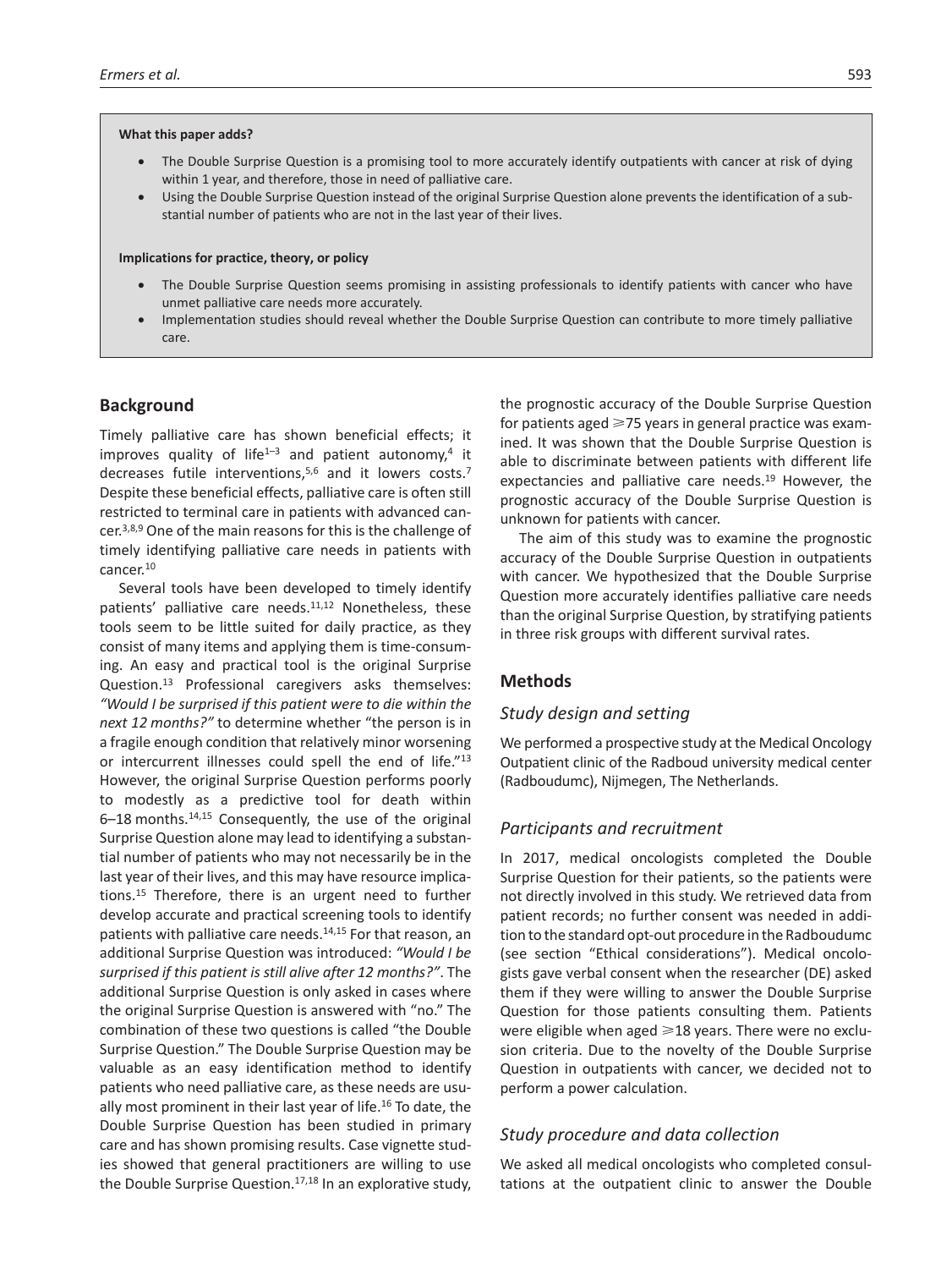**What this paper adds?**

- The Double Surprise Question is a promising tool to more accurately identify outpatients with cancer at risk of dying within 1 year, and therefore, those in need of palliative care.
- Using the Double Surprise Question instead of the original Surprise Question alone prevents the identification of a substantial number of patients who are not in the last year of their lives.

**Implications for practice, theory, or policy**

- The Double Surprise Question seems promising in assisting professionals to identify patients with cancer who have unmet palliative care needs more accurately.
- Implementation studies should reveal whether the Double Surprise Question can contribute to more timely palliative care.

## Background

Timely palliative care has shown beneficial effects; it improves quality of life[1–3] and patient autonomy,[4] it decreases futile interventions,[5,6] and it lowers costs.[7] Despite these beneficial effects, palliative care is often still restricted to terminal care in patients with advanced cancer.[3,8,9] One of the main reasons for this is the challenge of timely identifying palliative care needs in patients with cancer.[10]

Several tools have been developed to timely identify patients' palliative care needs.[11,12] Nonetheless, these tools seem to be little suited for daily practice, as they consist of many items and applying them is time-consuming. An easy and practical tool is the original Surprise Question.[13] Professional caregivers asks themselves: *"Would I be surprised if this patient were to die within the next 12 months?"* to determine whether "the person is in a fragile enough condition that relatively minor worsening or intercurrent illnesses could spell the end of life."[13] However, the original Surprise Question performs poorly to modestly as a predictive tool for death within 6–18 months.[14,15] Consequently, the use of the original Surprise Question alone may lead to identifying a substantial number of patients who may not necessarily be in the last year of their lives, and this may have resource implications.[15] Therefore, there is an urgent need to further develop accurate and practical screening tools to identify patients with palliative care needs.[14,15] For that reason, an additional Surprise Question was introduced: *"Would I be surprised if this patient is still alive after 12 months?"*. The additional Surprise Question is only asked in cases where the original Surprise Question is answered with "no." The combination of these two questions is called "the Double Surprise Question." The Double Surprise Question may be valuable as an easy identification method to identify patients who need palliative care, as these needs are usually most prominent in their last year of life.[16] To date, the Double Surprise Question has been studied in primary care and has shown promising results. Case vignette studies showed that general practitioners are willing to use the Double Surprise Question.[17,18] In an explorative study, the prognostic accuracy of the Double Surprise Question for patients aged ⩾75 years in general practice was examined. It was shown that the Double Surprise Question is able to discriminate between patients with different life expectancies and palliative care needs.[19] However, the prognostic accuracy of the Double Surprise Question is unknown for patients with cancer.

The aim of this study was to examine the prognostic accuracy of the Double Surprise Question in outpatients with cancer. We hypothesized that the Double Surprise Question more accurately identifies palliative care needs than the original Surprise Question, by stratifying patients in three risk groups with different survival rates.

## Methods

### Study design and setting

We performed a prospective study at the Medical Oncology Outpatient clinic of the Radboud university medical center (Radboudumc), Nijmegen, The Netherlands.

### Participants and recruitment

In 2017, medical oncologists completed the Double Surprise Question for their patients, so the patients were not directly involved in this study. We retrieved data from patient records; no further consent was needed in addition to the standard opt-out procedure in the Radboudumc (see section "Ethical considerations"). Medical oncologists gave verbal consent when the researcher (DE) asked them if they were willing to answer the Double Surprise Question for those patients consulting them. Patients were eligible when aged ⩾18 years. There were no exclusion criteria. Due to the novelty of the Double Surprise Question in outpatients with cancer, we decided not to perform a power calculation.

### Study procedure and data collection

We asked all medical oncologists who completed consultations at the outpatient clinic to answer the Double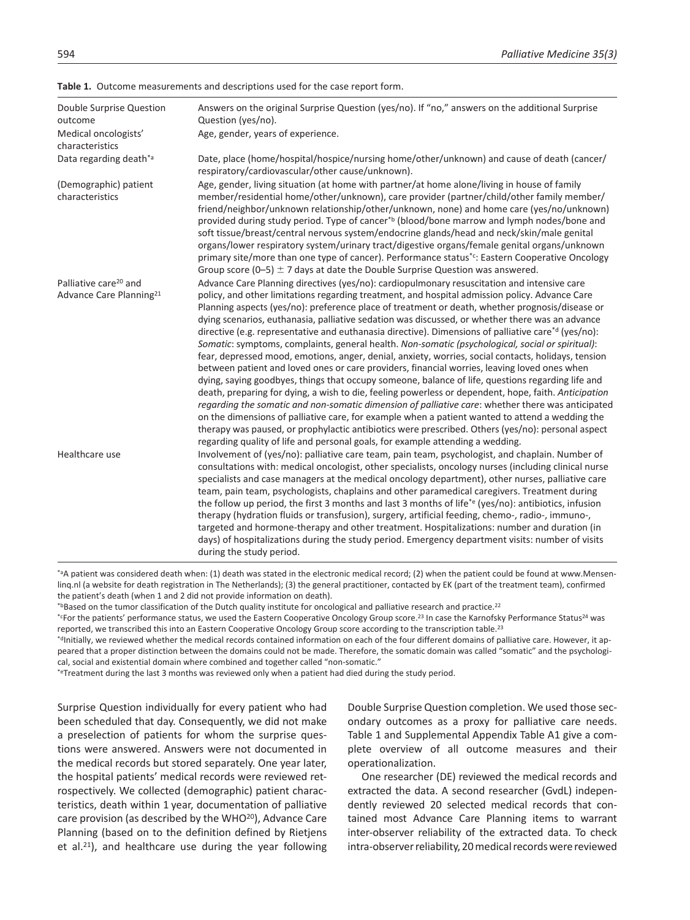**Table 1.** Outcome measurements and descriptions used for the case report form.

| | |
|---|---|
| Double Surprise Question outcome | Answers on the original Surprise Question (yes/no). If "no," answers on the additional Surprise Question (yes/no). |
| Medical oncologists' characteristics | Age, gender, years of experience. |
| Data regarding death*[a] | Date, place (home/hospital/hospice/nursing home/other/unknown) and cause of death (cancer/respiratory/cardiovascular/other cause/unknown). |
| (Demographic) patient characteristics | Age, gender, living situation (at home with partner/at home alone/living in house of family member/residential home/other/unknown), care provider (partner/child/other family member/friend/neighbor/unknown relationship/other/unknown, none) and home care (yes/no/unknown) provided during study period. Type of cancer*[b] (blood/bone marrow and lymph nodes/bone and soft tissue/breast/central nervous system/endocrine glands/head and neck/skin/male genital organs/lower respiratory system/urinary tract/digestive organs/female genital organs/unknown primary site/more than one type of cancer). Performance status*[c]: Eastern Cooperative Oncology Group score (0–5) ± 7 days at date the Double Surprise Question was answered. |
| Palliative care[20] and Advance Care Planning[21] | Advance Care Planning directives (yes/no): cardiopulmonary resuscitation and intensive care policy, and other limitations regarding treatment, and hospital admission policy. Advance Care Planning aspects (yes/no): preference place of treatment or death, whether prognosis/disease or dying scenarios, euthanasia, palliative sedation was discussed, or whether there was an advance directive (e.g. representative and euthanasia directive). Dimensions of palliative care*[d] (yes/no): *Somatic*: symptoms, complaints, general health. *Non-somatic (psychological, social or spiritual)*: fear, depressed mood, emotions, anger, denial, anxiety, worries, social contacts, holidays, tension between patient and loved ones or care providers, financial worries, leaving loved ones when dying, saying goodbyes, things that occupy someone, balance of life, questions regarding life and death, preparing for dying, a wish to die, feeling powerless or dependent, hope, faith. *Anticipation regarding the somatic and non-somatic dimension of palliative care*: whether there was anticipated on the dimensions of palliative care, for example when a patient wanted to attend a wedding the therapy was paused, or prophylactic antibiotics were prescribed. Others (yes/no): personal aspect regarding quality of life and personal goals, for example attending a wedding. |
| Healthcare use | Involvement of (yes/no): palliative care team, pain team, psychologist, and chaplain. Number of consultations with: medical oncologist, other specialists, oncology nurses (including clinical nurse specialists and case managers at the medical oncology department), other nurses, palliative care team, pain team, psychologists, chaplains and other paramedical caregivers. Treatment during the follow up period, the first 3 months and last 3 months of life*[e] (yes/no): antibiotics, infusion therapy (hydration fluids or transfusion), surgery, artificial feeding, chemo-, radio-, immuno-, targeted and hormone-therapy and other treatment. Hospitalizations: number and duration (in days) of hospitalizations during the study period. Emergency department visits: number of visits during the study period. |

*[a]A patient was considered death when: (1) death was stated in the electronic medical record; (2) when the patient could be found at www.Mensenlinq.nl (a website for death registration in The Netherlands); (3) the general practitioner, contacted by EK (part of the treatment team), confirmed the patient's death (when 1 and 2 did not provide information on death).

*[b]Based on the tumor classification of the Dutch quality institute for oncological and palliative research and practice.[22]

*[c]For the patients' performance status, we used the Eastern Cooperative Oncology Group score.[23] In case the Karnofsky Performance Status[24] was reported, we transcribed this into an Eastern Cooperative Oncology Group score according to the transcription table.[23]

*[d]Initially, we reviewed whether the medical records contained information on each of the four different domains of palliative care. However, it appeared that a proper distinction between the domains could not be made. Therefore, the somatic domain was called "somatic" and the psychological, social and existential domain where combined and together called "non-somatic."

*[e]Treatment during the last 3 months was reviewed only when a patient had died during the study period.

Surprise Question individually for every patient who had been scheduled that day. Consequently, we did not make a preselection of patients for whom the surprise questions were answered. Answers were not documented in the medical records but stored separately. One year later, the hospital patients' medical records were reviewed retrospectively. We collected (demographic) patient characteristics, death within 1 year, documentation of palliative care provision (as described by the WHO[20]), Advance Care Planning (based on to the definition defined by Rietjens et al.[21]), and healthcare use during the year following Double Surprise Question completion. We used those secondary outcomes as a proxy for palliative care needs. Table 1 and Supplemental Appendix Table A1 give a complete overview of all outcome measures and their operationalization.

One researcher (DE) reviewed the medical records and extracted the data. A second researcher (GvdL) independently reviewed 20 selected medical records that contained most Advance Care Planning items to warrant inter-observer reliability of the extracted data. To check intra-observer reliability, 20 medical records were reviewed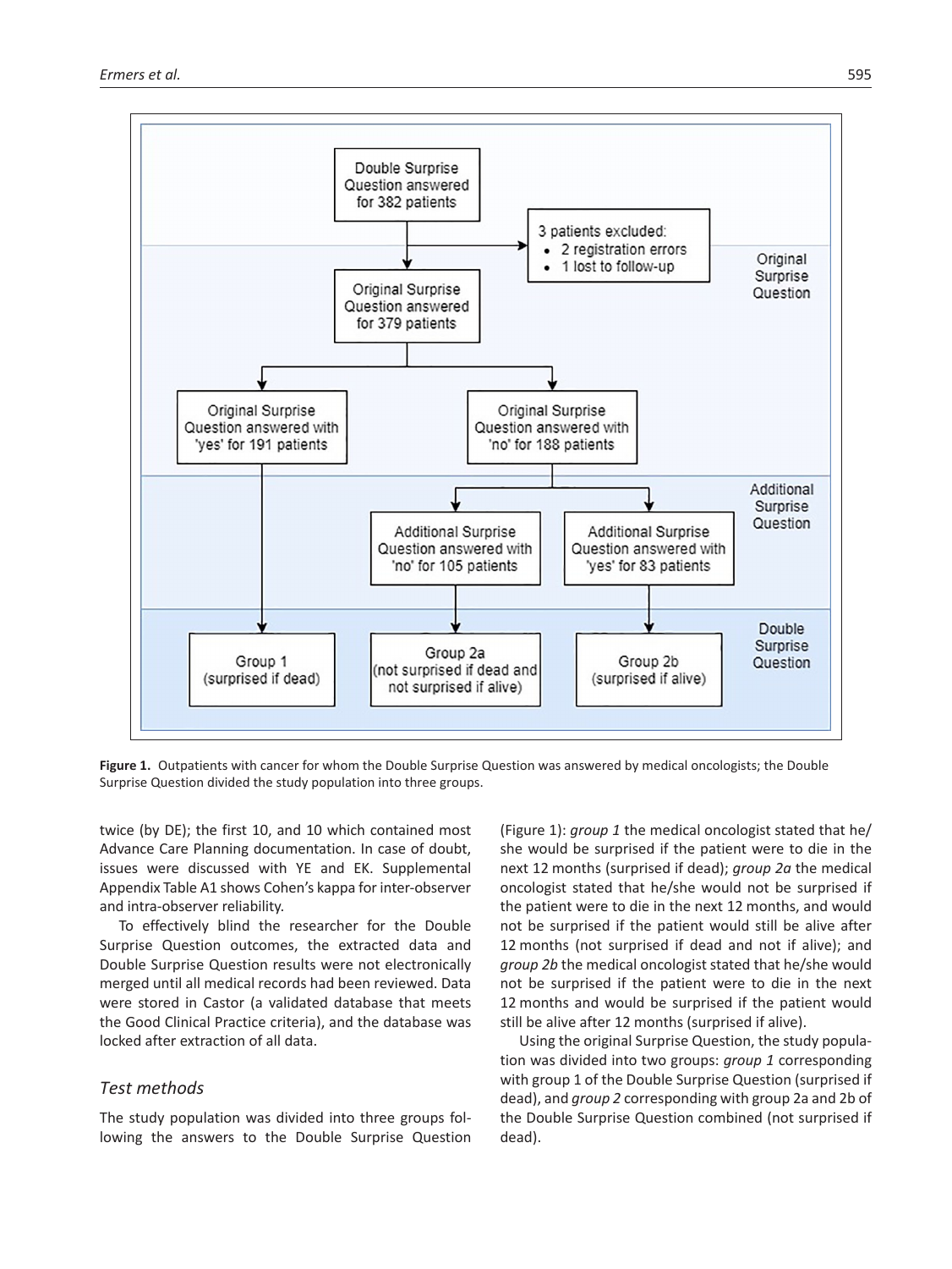Double Surprise Question answered for 382 patients

3 patients excluded:
- 2 registration errors
- 1 lost to follow-up

Original Surprise Question

Original Surprise Question answered for 379 patients

Original Surprise Question answered with 'yes' for 191 patients

Original Surprise Question answered with 'no' for 188 patients

Additional Surprise Question

Additional Surprise Question answered with 'no' for 105 patients

Additional Surprise Question answered with 'yes' for 83 patients

Double Surprise Question

Group 1 (surprised if dead)

Group 2a (not surprised if dead and not surprised if alive)

Group 2b (surprised if alive)

**Figure 1.** Outpatients with cancer for whom the Double Surprise Question was answered by medical oncologists; the Double Surprise Question divided the study population into three groups.

twice (by DE); the first 10, and 10 which contained most Advance Care Planning documentation. In case of doubt, issues were discussed with YE and EK. Supplemental Appendix Table A1 shows Cohen's kappa for inter-observer and intra-observer reliability.

To effectively blind the researcher for the Double Surprise Question outcomes, the extracted data and Double Surprise Question results were not electronically merged until all medical records had been reviewed. Data were stored in Castor (a validated database that meets the Good Clinical Practice criteria), and the database was locked after extraction of all data.

### *Test methods*

The study population was divided into three groups following the answers to the Double Surprise Question (Figure 1): *group 1* the medical oncologist stated that he/she would be surprised if the patient were to die in the next 12 months (surprised if dead); *group 2a* the medical oncologist stated that he/she would not be surprised if the patient were to die in the next 12 months, and would not be surprised if the patient would still be alive after 12 months (not surprised if dead and not if alive); and *group 2b* the medical oncologist stated that he/she would not be surprised if the patient were to die in the next 12 months and would be surprised if the patient would still be alive after 12 months (surprised if alive).

Using the original Surprise Question, the study population was divided into two groups: *group 1* corresponding with group 1 of the Double Surprise Question (surprised if dead), and *group 2* corresponding with group 2a and 2b of the Double Surprise Question combined (not surprised if dead).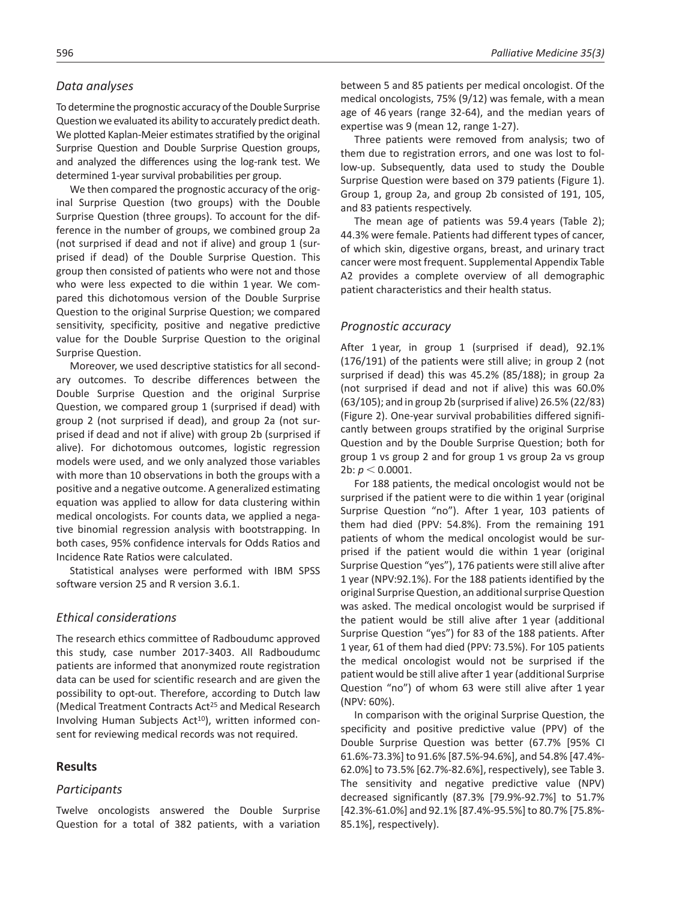### Data analyses

To determine the prognostic accuracy of the Double Surprise Question we evaluated its ability to accurately predict death. We plotted Kaplan-Meier estimates stratified by the original Surprise Question and Double Surprise Question groups, and analyzed the differences using the log-rank test. We determined 1-year survival probabilities per group.

We then compared the prognostic accuracy of the original Surprise Question (two groups) with the Double Surprise Question (three groups). To account for the difference in the number of groups, we combined group 2a (not surprised if dead and not if alive) and group 1 (surprised if dead) of the Double Surprise Question. This group then consisted of patients who were not and those who were less expected to die within 1 year. We compared this dichotomous version of the Double Surprise Question to the original Surprise Question; we compared sensitivity, specificity, positive and negative predictive value for the Double Surprise Question to the original Surprise Question.

Moreover, we used descriptive statistics for all secondary outcomes. To describe differences between the Double Surprise Question and the original Surprise Question, we compared group 1 (surprised if dead) with group 2 (not surprised if dead), and group 2a (not surprised if dead and not if alive) with group 2b (surprised if alive). For dichotomous outcomes, logistic regression models were used, and we only analyzed those variables with more than 10 observations in both the groups with a positive and a negative outcome. A generalized estimating equation was applied to allow for data clustering within medical oncologists. For counts data, we applied a negative binomial regression analysis with bootstrapping. In both cases, 95% confidence intervals for Odds Ratios and Incidence Rate Ratios were calculated.

Statistical analyses were performed with IBM SPSS software version 25 and R version 3.6.1.

### Ethical considerations

The research ethics committee of Radboudumc approved this study, case number 2017-3403. All Radboudumc patients are informed that anonymized route registration data can be used for scientific research and are given the possibility to opt-out. Therefore, according to Dutch law (Medical Treatment Contracts Act[25] and Medical Research Involving Human Subjects Act[10]), written informed consent for reviewing medical records was not required.

## Results

### Participants

Twelve oncologists answered the Double Surprise Question for a total of 382 patients, with a variation between 5 and 85 patients per medical oncologist. Of the medical oncologists, 75% (9/12) was female, with a mean age of 46 years (range 32-64), and the median years of expertise was 9 (mean 12, range 1-27).

Three patients were removed from analysis; two of them due to registration errors, and one was lost to follow-up. Subsequently, data used to study the Double Surprise Question were based on 379 patients (Figure 1). Group 1, group 2a, and group 2b consisted of 191, 105, and 83 patients respectively.

The mean age of patients was 59.4 years (Table 2); 44.3% were female. Patients had different types of cancer, of which skin, digestive organs, breast, and urinary tract cancer were most frequent. Supplemental Appendix Table A2 provides a complete overview of all demographic patient characteristics and their health status.

### Prognostic accuracy

After 1 year, in group 1 (surprised if dead), 92.1% (176/191) of the patients were still alive; in group 2 (not surprised if dead) this was 45.2% (85/188); in group 2a (not surprised if dead and not if alive) this was 60.0% (63/105); and in group 2b (surprised if alive) 26.5% (22/83) (Figure 2). One-year survival probabilities differed significantly between groups stratified by the original Surprise Question and by the Double Surprise Question; both for group 1 vs group 2 and for group 1 vs group 2a vs group 2b: $p < 0.0001$.

For 188 patients, the medical oncologist would not be surprised if the patient were to die within 1 year (original Surprise Question "no"). After 1 year, 103 patients of them had died (PPV: 54.8%). From the remaining 191 patients of whom the medical oncologist would be surprised if the patient would die within 1 year (original Surprise Question "yes"), 176 patients were still alive after 1 year (NPV:92.1%). For the 188 patients identified by the original Surprise Question, an additional surprise Question was asked. The medical oncologist would be surprised if the patient would be still alive after 1 year (additional Surprise Question "yes") for 83 of the 188 patients. After 1 year, 61 of them had died (PPV: 73.5%). For 105 patients the medical oncologist would not be surprised if the patient would be still alive after 1 year (additional Surprise Question "no") of whom 63 were still alive after 1 year (NPV: 60%).

In comparison with the original Surprise Question, the specificity and positive predictive value (PPV) of the Double Surprise Question was better (67.7% [95% CI 61.6%-73.3%] to 91.6% [87.5%-94.6%], and 54.8% [47.4%-62.0%] to 73.5% [62.7%-82.6%], respectively), see Table 3. The sensitivity and negative predictive value (NPV) decreased significantly (87.3% [79.9%-92.7%] to 51.7% [42.3%-61.0%] and 92.1% [87.4%-95.5%] to 80.7% [75.8%-85.1%], respectively).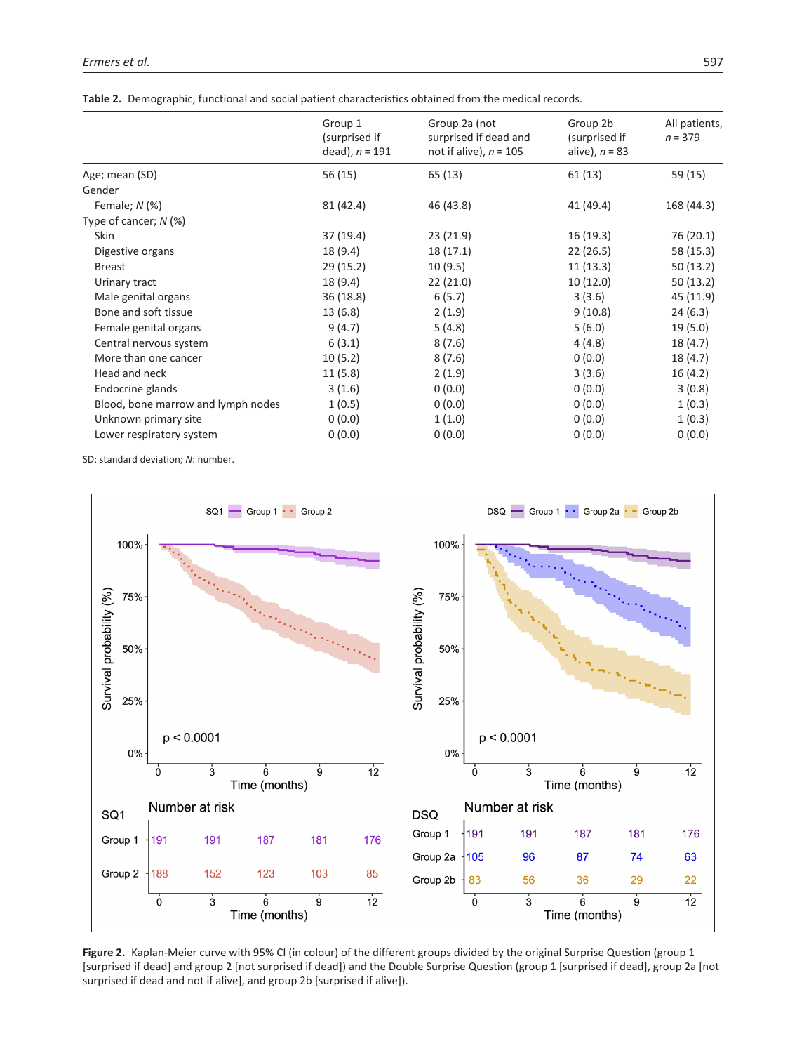**Table 2.** Demographic, functional and social patient characteristics obtained from the medical records.

| | Group 1 (surprised if dead), *n* = 191 | Group 2a (not surprised if dead and not if alive), *n* = 105 | Group 2b (surprised if alive), *n* = 83 | All patients, *n* = 379 |
|---|---|---|---|---|
| Age; mean (SD) | 56 (15) | 65 (13) | 61 (13) | 59 (15) |
| Gender | | | | |
| Female; *N* (%) | 81 (42.4) | 46 (43.8) | 41 (49.4) | 168 (44.3) |
| Type of cancer; *N* (%) | | | | |
| Skin | 37 (19.4) | 23 (21.9) | 16 (19.3) | 76 (20.1) |
| Digestive organs | 18 (9.4) | 18 (17.1) | 22 (26.5) | 58 (15.3) |
| Breast | 29 (15.2) | 10 (9.5) | 11 (13.3) | 50 (13.2) |
| Urinary tract | 18 (9.4) | 22 (21.0) | 10 (12.0) | 50 (13.2) |
| Male genital organs | 36 (18.8) | 6 (5.7) | 3 (3.6) | 45 (11.9) |
| Bone and soft tissue | 13 (6.8) | 2 (1.9) | 9 (10.8) | 24 (6.3) |
| Female genital organs | 9 (4.7) | 5 (4.8) | 5 (6.0) | 19 (5.0) |
| Central nervous system | 6 (3.1) | 8 (7.6) | 4 (4.8) | 18 (4.7) |
| More than one cancer | 10 (5.2) | 8 (7.6) | 0 (0.0) | 18 (4.7) |
| Head and neck | 11 (5.8) | 2 (1.9) | 3 (3.6) | 16 (4.2) |
| Endocrine glands | 3 (1.6) | 0 (0.0) | 0 (0.0) | 3 (0.8) |
| Blood, bone marrow and lymph nodes | 1 (0.5) | 0 (0.0) | 0 (0.0) | 1 (0.3) |
| Unknown primary site | 0 (0.0) | 1 (1.0) | 0 (0.0) | 1 (0.3) |
| Lower respiratory system | 0 (0.0) | 0 (0.0) | 0 (0.0) | 0 (0.0) |

SD: standard deviation; *N*: number.

**Figure 2.** Kaplan-Meier curve with 95% CI (in colour) of the different groups divided by the original Surprise Question (group 1 [surprised if dead] and group 2 [not surprised if dead]) and the Double Surprise Question (group 1 [surprised if dead], group 2a [not surprised if dead and not if alive], and group 2b [surprised if alive]).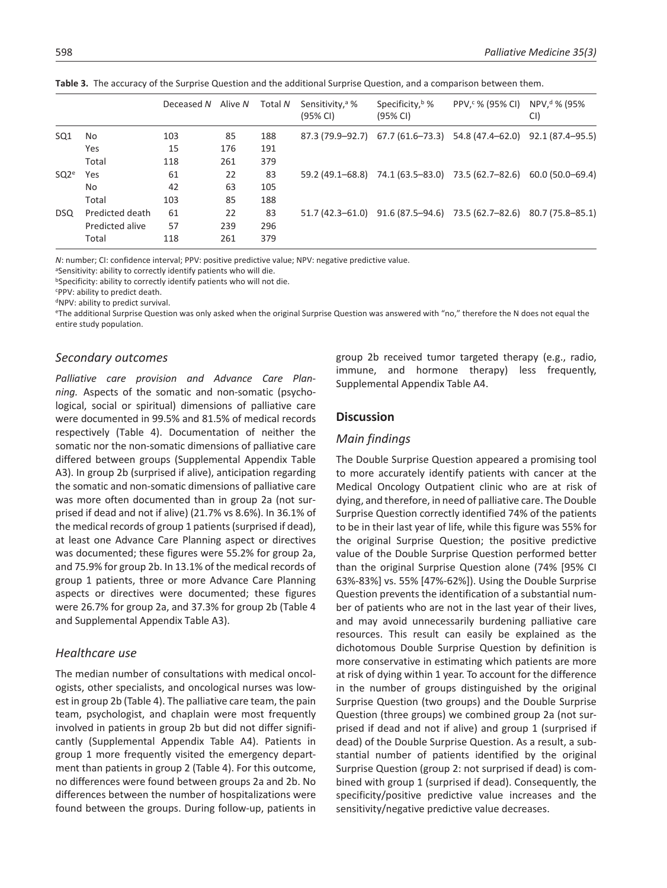**Table 3.** The accuracy of the Surprise Question and the additional Surprise Question, and a comparison between them.

| | | Deceased *N* | Alive *N* | Total *N* | Sensitivity,[a] % (95% CI) | Specificity,[b] % (95% CI) | PPV,[c] % (95% CI) | NPV,[d] % (95% CI) |
|---|---|---|---|---|---|---|---|---|
| SQ1 | No | 103 | 85 | 188 | 87.3 (79.9–92.7) | 67.7 (61.6–73.3) | 54.8 (47.4–62.0) | 92.1 (87.4–95.5) |
| | Yes | 15 | 176 | 191 | | | | |
| | Total | 118 | 261 | 379 | | | | |
| SQ2[e] | Yes | 61 | 22 | 83 | 59.2 (49.1–68.8) | 74.1 (63.5–83.0) | 73.5 (62.7–82.6) | 60.0 (50.0–69.4) |
| | No | 42 | 63 | 105 | | | | |
| | Total | 103 | 85 | 188 | | | | |
| DSQ | Predicted death | 61 | 22 | 83 | 51.7 (42.3–61.0) | 91.6 (87.5–94.6) | 73.5 (62.7–82.6) | 80.7 (75.8–85.1) |
| | Predicted alive | 57 | 239 | 296 | | | | |
| | Total | 118 | 261 | 379 | | | | |

*N*: number; CI: confidence interval; PPV: positive predictive value; NPV: negative predictive value.
[a]Sensitivity: ability to correctly identify patients who will die.
[b]Specificity: ability to correctly identify patients who will not die.
[c]PPV: ability to predict death.
[d]NPV: ability to predict survival.
[e]The additional Surprise Question was only asked when the original Surprise Question was answered with "no," therefore the N does not equal the entire study population.

## *Secondary outcomes*

*Palliative care provision and Advance Care Planning.* Aspects of the somatic and non-somatic (psychological, social or spiritual) dimensions of palliative care were documented in 99.5% and 81.5% of medical records respectively (Table 4). Documentation of neither the somatic nor the non-somatic dimensions of palliative care differed between groups (Supplemental Appendix Table A3). In group 2b (surprised if alive), anticipation regarding the somatic and non-somatic dimensions of palliative care was more often documented than in group 2a (not surprised if dead and not if alive) (21.7% vs 8.6%). In 36.1% of the medical records of group 1 patients (surprised if dead), at least one Advance Care Planning aspect or directives was documented; these figures were 55.2% for group 2a, and 75.9% for group 2b. In 13.1% of the medical records of group 1 patients, three or more Advance Care Planning aspects or directives were documented; these figures were 26.7% for group 2a, and 37.3% for group 2b (Table 4 and Supplemental Appendix Table A3).

## *Healthcare use*

The median number of consultations with medical oncologists, other specialists, and oncological nurses was lowest in group 2b (Table 4). The palliative care team, the pain team, psychologist, and chaplain were most frequently involved in patients in group 2b but did not differ significantly (Supplemental Appendix Table A4). Patients in group 1 more frequently visited the emergency department than patients in group 2 (Table 4). For this outcome, no differences were found between groups 2a and 2b. No differences between the number of hospitalizations were found between the groups. During follow-up, patients in group 2b received tumor targeted therapy (e.g., radio, immune, and hormone therapy) less frequently, Supplemental Appendix Table A4.

## **Discussion**

## *Main findings*

The Double Surprise Question appeared a promising tool to more accurately identify patients with cancer at the Medical Oncology Outpatient clinic who are at risk of dying, and therefore, in need of palliative care. The Double Surprise Question correctly identified 74% of the patients to be in their last year of life, while this figure was 55% for the original Surprise Question; the positive predictive value of the Double Surprise Question performed better than the original Surprise Question alone (74% [95% CI 63%-83%] vs. 55% [47%-62%]). Using the Double Surprise Question prevents the identification of a substantial number of patients who are not in the last year of their lives, and may avoid unnecessarily burdening palliative care resources. This result can easily be explained as the dichotomous Double Surprise Question by definition is more conservative in estimating which patients are more at risk of dying within 1 year. To account for the difference in the number of groups distinguished by the original Surprise Question (two groups) and the Double Surprise Question (three groups) we combined group 2a (not surprised if dead and not if alive) and group 1 (surprised if dead) of the Double Surprise Question. As a result, a substantial number of patients identified by the original Surprise Question (group 2: not surprised if dead) is combined with group 1 (surprised if dead). Consequently, the specificity/positive predictive value increases and the sensitivity/negative predictive value decreases.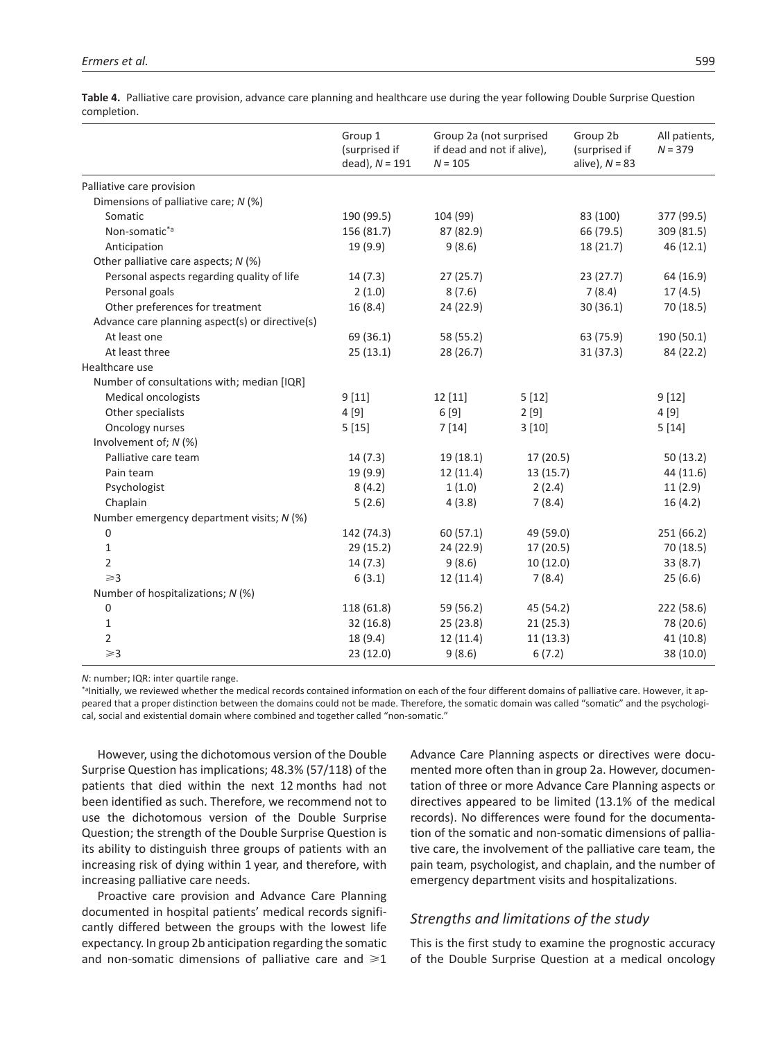**Table 4.** Palliative care provision, advance care planning and healthcare use during the year following Double Surprise Question completion.

| | Group 1 (surprised if dead), $N = 191$ | Group 2a (not surprised if dead and not if alive), $N = 105$ | Group 2b (surprised if alive), $N = 83$ | All patients, $N = 379$ |
|---|---|---|---|---|
| Palliative care provision | | | | |
| Dimensions of palliative care; *N* (%) | | | | |
| Somatic | 190 (99.5) | 104 (99) | 83 (100) | 377 (99.5) |
| Non-somatic[*a] | 156 (81.7) | 87 (82.9) | 66 (79.5) | 309 (81.5) |
| Anticipation | 19 (9.9) | 9 (8.6) | 18 (21.7) | 46 (12.1) |
| Other palliative care aspects; *N* (%) | | | | |
| Personal aspects regarding quality of life | 14 (7.3) | 27 (25.7) | 23 (27.7) | 64 (16.9) |
| Personal goals | 2 (1.0) | 8 (7.6) | 7 (8.4) | 17 (4.5) |
| Other preferences for treatment | 16 (8.4) | 24 (22.9) | 30 (36.1) | 70 (18.5) |
| Advance care planning aspect(s) or directive(s) | | | | |
| At least one | 69 (36.1) | 58 (55.2) | 63 (75.9) | 190 (50.1) |
| At least three | 25 (13.1) | 28 (26.7) | 31 (37.3) | 84 (22.2) |
| Healthcare use | | | | |
| Number of consultations with; median [IQR] | | | | |
| Medical oncologists | 9 [11] | 12 [11] | 5 [12] | 9 [12] |
| Other specialists | 4 [9] | 6 [9] | 2 [9] | 4 [9] |
| Oncology nurses | 5 [15] | 7 [14] | 3 [10] | 5 [14] |
| Involvement of; *N* (%) | | | | |
| Palliative care team | 14 (7.3) | 19 (18.1) | 17 (20.5) | 50 (13.2) |
| Pain team | 19 (9.9) | 12 (11.4) | 13 (15.7) | 44 (11.6) |
| Psychologist | 8 (4.2) | 1 (1.0) | 2 (2.4) | 11 (2.9) |
| Chaplain | 5 (2.6) | 4 (3.8) | 7 (8.4) | 16 (4.2) |
| Number emergency department visits; *N* (%) | | | | |
| 0 | 142 (74.3) | 60 (57.1) | 49 (59.0) | 251 (66.2) |
| 1 | 29 (15.2) | 24 (22.9) | 17 (20.5) | 70 (18.5) |
| 2 | 14 (7.3) | 9 (8.6) | 10 (12.0) | 33 (8.7) |
| $\geqslant 3$ | 6 (3.1) | 12 (11.4) | 7 (8.4) | 25 (6.6) |
| Number of hospitalizations; *N* (%) | | | | |
| 0 | 118 (61.8) | 59 (56.2) | 45 (54.2) | 222 (58.6) |
| 1 | 32 (16.8) | 25 (23.8) | 21 (25.3) | 78 (20.6) |
| 2 | 18 (9.4) | 12 (11.4) | 11 (13.3) | 41 (10.8) |
| $\geqslant 3$ | 23 (12.0) | 9 (8.6) | 6 (7.2) | 38 (10.0) |

*N*: number; IQR: inter quartile range.

[*a]Initially, we reviewed whether the medical records contained information on each of the four different domains of palliative care. However, it appeared that a proper distinction between the domains could not be made. Therefore, the somatic domain was called "somatic" and the psychological, social and existential domain where combined and together called "non-somatic."

However, using the dichotomous version of the Double Surprise Question has implications; 48.3% (57/118) of the patients that died within the next 12 months had not been identified as such. Therefore, we recommend not to use the dichotomous version of the Double Surprise Question; the strength of the Double Surprise Question is its ability to distinguish three groups of patients with an increasing risk of dying within 1 year, and therefore, with increasing palliative care needs.

Proactive care provision and Advance Care Planning documented in hospital patients' medical records significantly differed between the groups with the lowest life expectancy. In group 2b anticipation regarding the somatic and non-somatic dimensions of palliative care and $\geqslant 1$ Advance Care Planning aspects or directives were documented more often than in group 2a. However, documentation of three or more Advance Care Planning aspects or directives appeared to be limited (13.1% of the medical records). No differences were found for the documentation of the somatic and non-somatic dimensions of palliative care, the involvement of the palliative care team, the pain team, psychologist, and chaplain, and the number of emergency department visits and hospitalizations.

## *Strengths and limitations of the study*

This is the first study to examine the prognostic accuracy of the Double Surprise Question at a medical oncology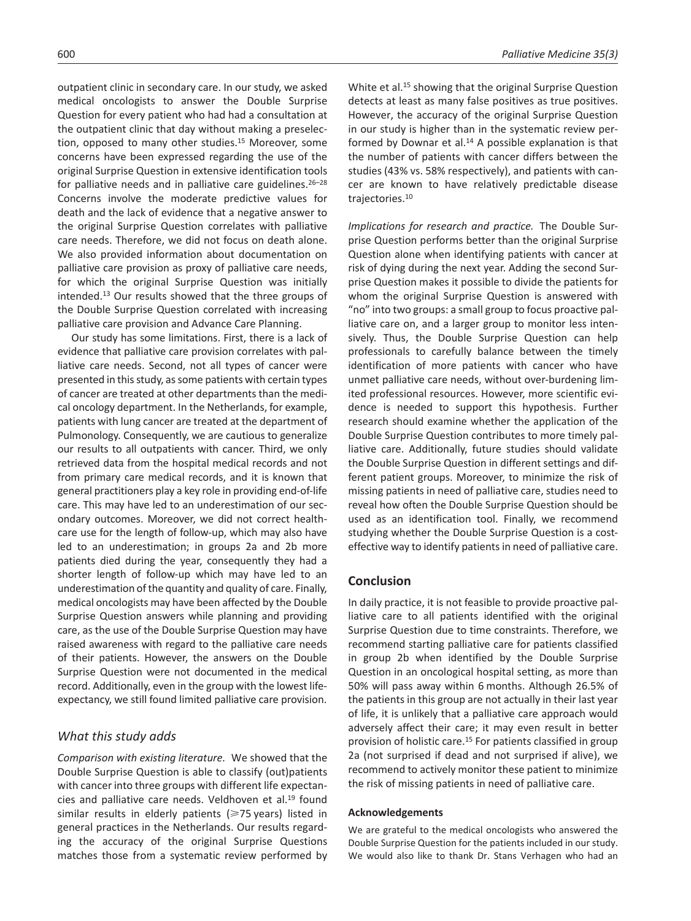outpatient clinic in secondary care. In our study, we asked medical oncologists to answer the Double Surprise Question for every patient who had had a consultation at the outpatient clinic that day without making a preselection, opposed to many other studies.[15] Moreover, some concerns have been expressed regarding the use of the original Surprise Question in extensive identification tools for palliative needs and in palliative care guidelines.[26–28] Concerns involve the moderate predictive values for death and the lack of evidence that a negative answer to the original Surprise Question correlates with palliative care needs. Therefore, we did not focus on death alone. We also provided information about documentation on palliative care provision as proxy of palliative care needs, for which the original Surprise Question was initially intended.[13] Our results showed that the three groups of the Double Surprise Question correlated with increasing palliative care provision and Advance Care Planning.

Our study has some limitations. First, there is a lack of evidence that palliative care provision correlates with palliative care needs. Second, not all types of cancer were presented in this study, as some patients with certain types of cancer are treated at other departments than the medical oncology department. In the Netherlands, for example, patients with lung cancer are treated at the department of Pulmonology. Consequently, we are cautious to generalize our results to all outpatients with cancer. Third, we only retrieved data from the hospital medical records and not from primary care medical records, and it is known that general practitioners play a key role in providing end-of-life care. This may have led to an underestimation of our secondary outcomes. Moreover, we did not correct healthcare use for the length of follow-up, which may also have led to an underestimation; in groups 2a and 2b more patients died during the year, consequently they had a shorter length of follow-up which may have led to an underestimation of the quantity and quality of care. Finally, medical oncologists may have been affected by the Double Surprise Question answers while planning and providing care, as the use of the Double Surprise Question may have raised awareness with regard to the palliative care needs of their patients. However, the answers on the Double Surprise Question were not documented in the medical record. Additionally, even in the group with the lowest life-expectancy, we still found limited palliative care provision.

### *What this study adds*

*Comparison with existing literature.* We showed that the Double Surprise Question is able to classify (out)patients with cancer into three groups with different life expectancies and palliative care needs. Veldhoven et al.[19] found similar results in elderly patients (⩾75 years) listed in general practices in the Netherlands. Our results regarding the accuracy of the original Surprise Questions matches those from a systematic review performed by White et al.[15] showing that the original Surprise Question detects at least as many false positives as true positives. However, the accuracy of the original Surprise Question in our study is higher than in the systematic review performed by Downar et al.[14] A possible explanation is that the number of patients with cancer differs between the studies (43% vs. 58% respectively), and patients with cancer are known to have relatively predictable disease trajectories.[10]

*Implications for research and practice.* The Double Surprise Question performs better than the original Surprise Question alone when identifying patients with cancer at risk of dying during the next year. Adding the second Surprise Question makes it possible to divide the patients for whom the original Surprise Question is answered with "no" into two groups: a small group to focus proactive palliative care on, and a larger group to monitor less intensively. Thus, the Double Surprise Question can help professionals to carefully balance between the timely identification of more patients with cancer who have unmet palliative care needs, without over-burdening limited professional resources. However, more scientific evidence is needed to support this hypothesis. Further research should examine whether the application of the Double Surprise Question contributes to more timely palliative care. Additionally, future studies should validate the Double Surprise Question in different settings and different patient groups. Moreover, to minimize the risk of missing patients in need of palliative care, studies need to reveal how often the Double Surprise Question should be used as an identification tool. Finally, we recommend studying whether the Double Surprise Question is a cost-effective way to identify patients in need of palliative care.

## Conclusion

In daily practice, it is not feasible to provide proactive palliative care to all patients identified with the original Surprise Question due to time constraints. Therefore, we recommend starting palliative care for patients classified in group 2b when identified by the Double Surprise Question in an oncological hospital setting, as more than 50% will pass away within 6 months. Although 26.5% of the patients in this group are not actually in their last year of life, it is unlikely that a palliative care approach would adversely affect their care; it may even result in better provision of holistic care.[15] For patients classified in group 2a (not surprised if dead and not surprised if alive), we recommend to actively monitor these patient to minimize the risk of missing patients in need of palliative care.

#### Acknowledgements

We are grateful to the medical oncologists who answered the Double Surprise Question for the patients included in our study. We would also like to thank Dr. Stans Verhagen who had an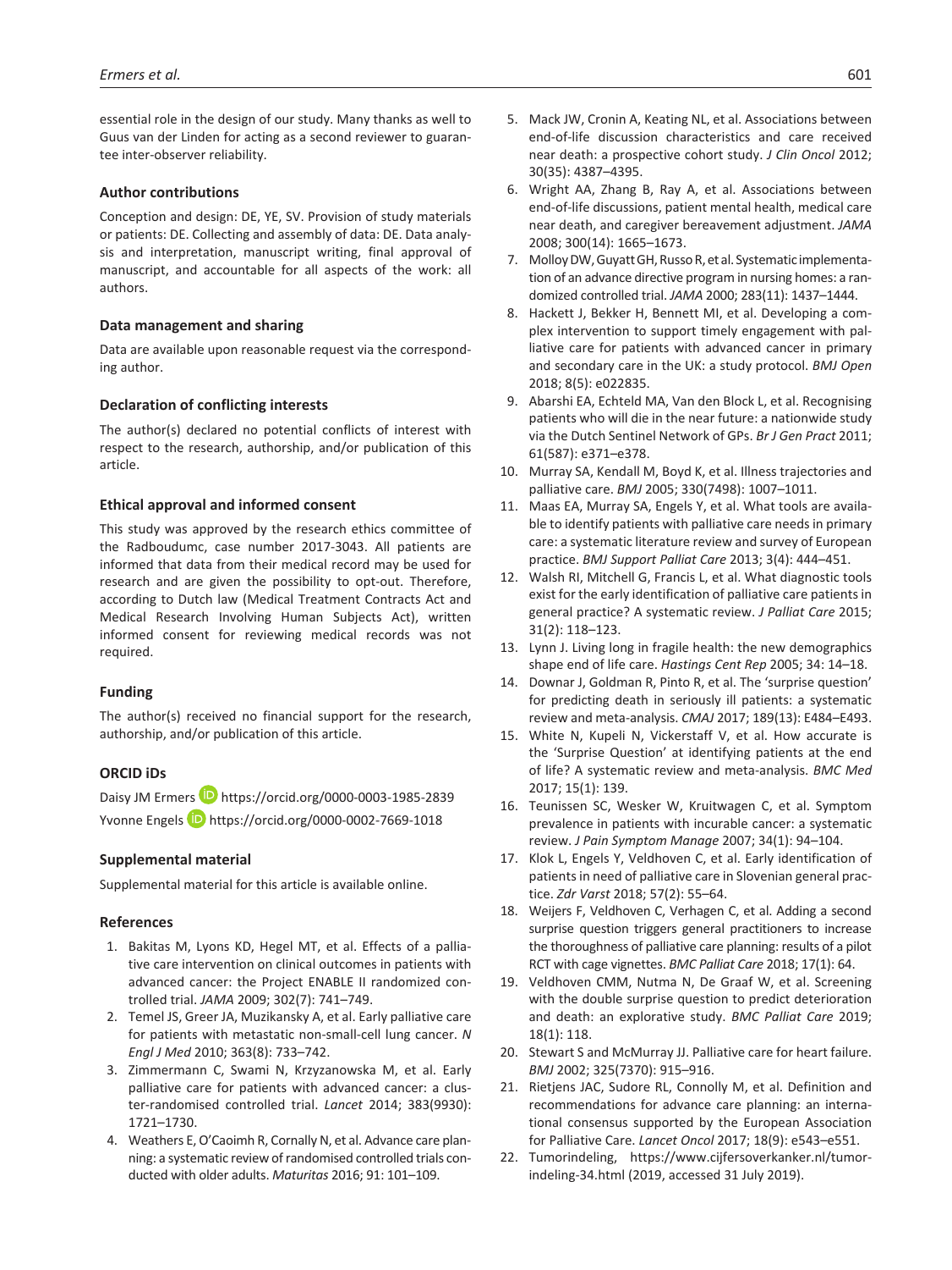essential role in the design of our study. Many thanks as well to Guus van der Linden for acting as a second reviewer to guarantee inter-observer reliability.

## Author contributions

Conception and design: DE, YE, SV. Provision of study materials or patients: DE. Collecting and assembly of data: DE. Data analysis and interpretation, manuscript writing, final approval of manuscript, and accountable for all aspects of the work: all authors.

## Data management and sharing

Data are available upon reasonable request via the corresponding author.

## Declaration of conflicting interests

The author(s) declared no potential conflicts of interest with respect to the research, authorship, and/or publication of this article.

## Ethical approval and informed consent

This study was approved by the research ethics committee of the Radboudumc, case number 2017-3043. All patients are informed that data from their medical record may be used for research and are given the possibility to opt-out. Therefore, according to Dutch law (Medical Treatment Contracts Act and Medical Research Involving Human Subjects Act), written informed consent for reviewing medical records was not required.

## Funding

The author(s) received no financial support for the research, authorship, and/or publication of this article.

## ORCID iDs

Daisy JM Ermers https://orcid.org/0000-0003-1985-2839
Yvonne Engels https://orcid.org/0000-0002-7669-1018

## Supplemental material

Supplemental material for this article is available online.

## References

1. Bakitas M, Lyons KD, Hegel MT, et al. Effects of a palliative care intervention on clinical outcomes in patients with advanced cancer: the Project ENABLE II randomized controlled trial. *JAMA* 2009; 302(7): 741–749.
2. Temel JS, Greer JA, Muzikansky A, et al. Early palliative care for patients with metastatic non-small-cell lung cancer. *N Engl J Med* 2010; 363(8): 733–742.
3. Zimmermann C, Swami N, Krzyzanowska M, et al. Early palliative care for patients with advanced cancer: a cluster-randomised controlled trial. *Lancet* 2014; 383(9930): 1721–1730.
4. Weathers E, O'Caoimh R, Cornally N, et al. Advance care planning: a systematic review of randomised controlled trials conducted with older adults. *Maturitas* 2016; 91: 101–109.
5. Mack JW, Cronin A, Keating NL, et al. Associations between end-of-life discussion characteristics and care received near death: a prospective cohort study. *J Clin Oncol* 2012; 30(35): 4387–4395.
6. Wright AA, Zhang B, Ray A, et al. Associations between end-of-life discussions, patient mental health, medical care near death, and caregiver bereavement adjustment. *JAMA* 2008; 300(14): 1665–1673.
7. Molloy DW, Guyatt GH, Russo R, et al. Systematic implementation of an advance directive program in nursing homes: a randomized controlled trial. *JAMA* 2000; 283(11): 1437–1444.
8. Hackett J, Bekker H, Bennett MI, et al. Developing a complex intervention to support timely engagement with palliative care for patients with advanced cancer in primary and secondary care in the UK: a study protocol. *BMJ Open* 2018; 8(5): e022835.
9. Abarshi EA, Echteld MA, Van den Block L, et al. Recognising patients who will die in the near future: a nationwide study via the Dutch Sentinel Network of GPs. *Br J Gen Pract* 2011; 61(587): e371–e378.
10. Murray SA, Kendall M, Boyd K, et al. Illness trajectories and palliative care. *BMJ* 2005; 330(7498): 1007–1011.
11. Maas EA, Murray SA, Engels Y, et al. What tools are available to identify patients with palliative care needs in primary care: a systematic literature review and survey of European practice. *BMJ Support Palliat Care* 2013; 3(4): 444–451.
12. Walsh RI, Mitchell G, Francis L, et al. What diagnostic tools exist for the early identification of palliative care patients in general practice? A systematic review. *J Palliat Care* 2015; 31(2): 118–123.
13. Lynn J. Living long in fragile health: the new demographics shape end of life care. *Hastings Cent Rep* 2005; 34: 14–18.
14. Downar J, Goldman R, Pinto R, et al. The 'surprise question' for predicting death in seriously ill patients: a systematic review and meta-analysis. *CMAJ* 2017; 189(13): E484–E493.
15. White N, Kupeli N, Vickerstaff V, et al. How accurate is the 'Surprise Question' at identifying patients at the end of life? A systematic review and meta-analysis. *BMC Med* 2017; 15(1): 139.
16. Teunissen SC, Wesker W, Kruitwagen C, et al. Symptom prevalence in patients with incurable cancer: a systematic review. *J Pain Symptom Manage* 2007; 34(1): 94–104.
17. Klok L, Engels Y, Veldhoven C, et al. Early identification of patients in need of palliative care in Slovenian general practice. *Zdr Varst* 2018; 57(2): 55–64.
18. Weijers F, Veldhoven C, Verhagen C, et al. Adding a second surprise question triggers general practitioners to increase the thoroughness of palliative care planning: results of a pilot RCT with cage vignettes. *BMC Palliat Care* 2018; 17(1): 64.
19. Veldhoven CMM, Nutma N, De Graaf W, et al. Screening with the double surprise question to predict deterioration and death: an explorative study. *BMC Palliat Care* 2019; 18(1): 118.
20. Stewart S and McMurray JJ. Palliative care for heart failure. *BMJ* 2002; 325(7370): 915–916.
21. Rietjens JAC, Sudore RL, Connolly M, et al. Definition and recommendations for advance care planning: an international consensus supported by the European Association for Palliative Care. *Lancet Oncol* 2017; 18(9): e543–e551.
22. Tumorindeling, https://www.cijfersoverkanker.nl/tumor-indeling-34.html (2019, accessed 31 July 2019).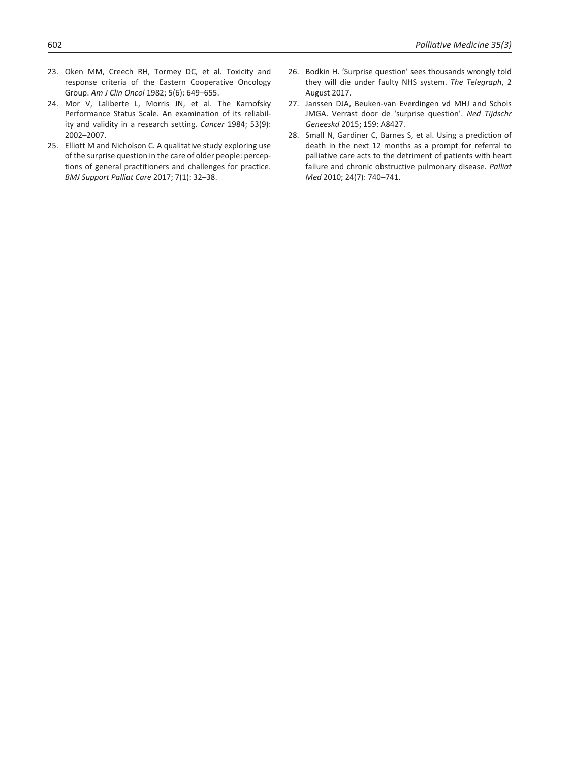23. Oken MM, Creech RH, Tormey DC, et al. Toxicity and response criteria of the Eastern Cooperative Oncology Group. *Am J Clin Oncol* 1982; 5(6): 649–655.
24. Mor V, Laliberte L, Morris JN, et al. The Karnofsky Performance Status Scale. An examination of its reliability and validity in a research setting. *Cancer* 1984; 53(9): 2002–2007.
25. Elliott M and Nicholson C. A qualitative study exploring use of the surprise question in the care of older people: perceptions of general practitioners and challenges for practice. *BMJ Support Palliat Care* 2017; 7(1): 32–38.
26. Bodkin H. 'Surprise question' sees thousands wrongly told they will die under faulty NHS system. *The Telegraph*, 2 August 2017.
27. Janssen DJA, Beuken-van Everdingen vd MHJ and Schols JMGA. Verrast door de 'surprise question'. *Ned Tijdschr Geneeskd* 2015; 159: A8427.
28. Small N, Gardiner C, Barnes S, et al. Using a prediction of death in the next 12 months as a prompt for referral to palliative care acts to the detriment of patients with heart failure and chronic obstructive pulmonary disease. *Palliat Med* 2010; 24(7): 740–741.